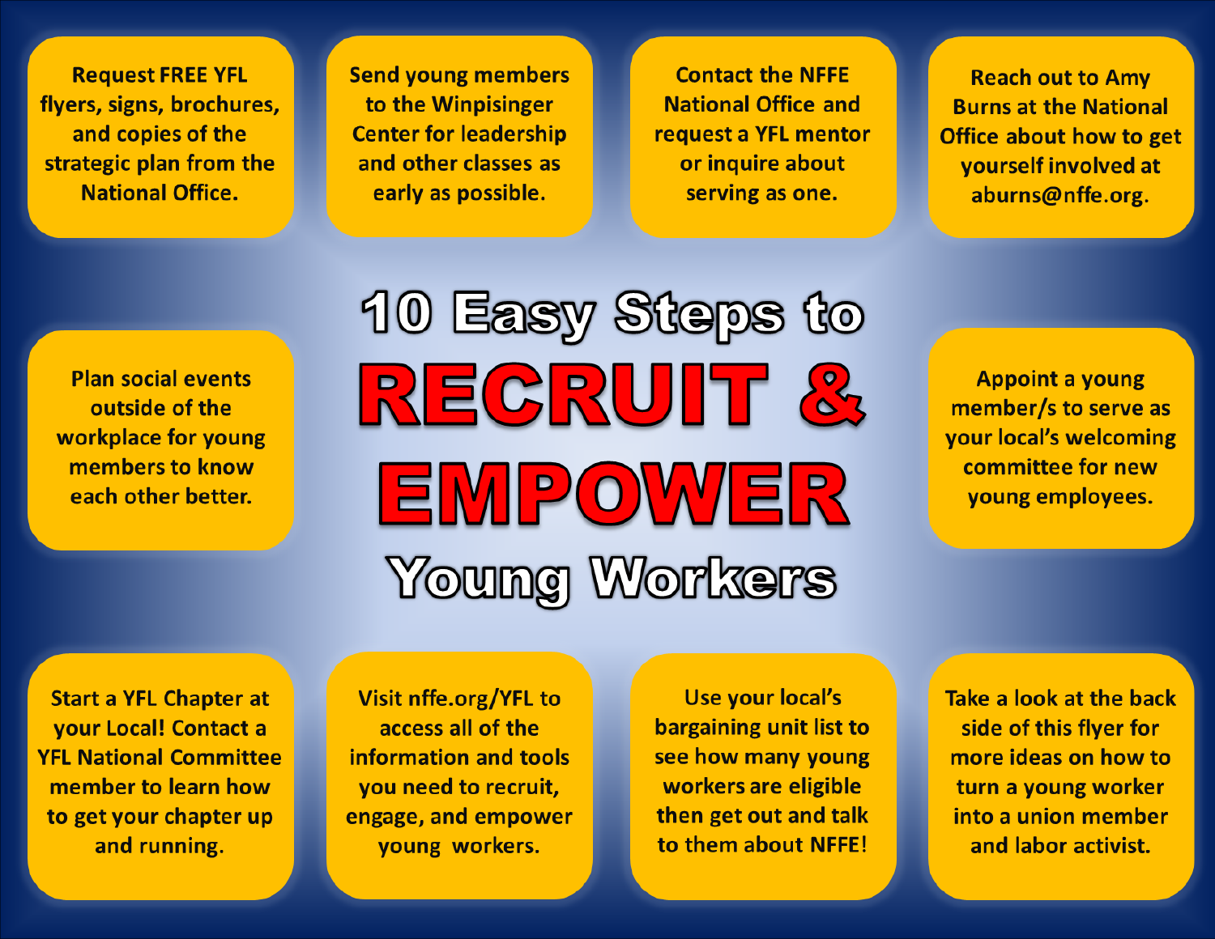# 10 Easy Steps to RECRUIT & EMPOWER Young Workers

- Request FREE YFL flyers, signs, brochures, and copies of the strategic plan from the National Office.
- Send young members to the Winpisinger Center for leadership and other classes as early as possible.
- Contact the NFFE National Office and request a YFL mentor or inquire about serving as one.
- Reach out to Amy Burns at the National Office about how to get yourself involved at aburns@nffe.org.
- Plan social events outside of the workplace for young members to know each other better.
- Appoint a young member/s to serve as your local's welcoming committee for new young employees.
- Start a YFL Chapter at your Local! Contact a YFL National Committee member to learn how to get your chapter up and running.
- Visit nffe.org/YFL to access all of the information and tools you need to recruit, engage, and empower young workers.
- Use your local's bargaining unit list to see how many young workers are eligible then get out and talk to them about NFFE!
- Take a look at the back side of this flyer for more ideas on how to turn a young worker into a union member and labor activist.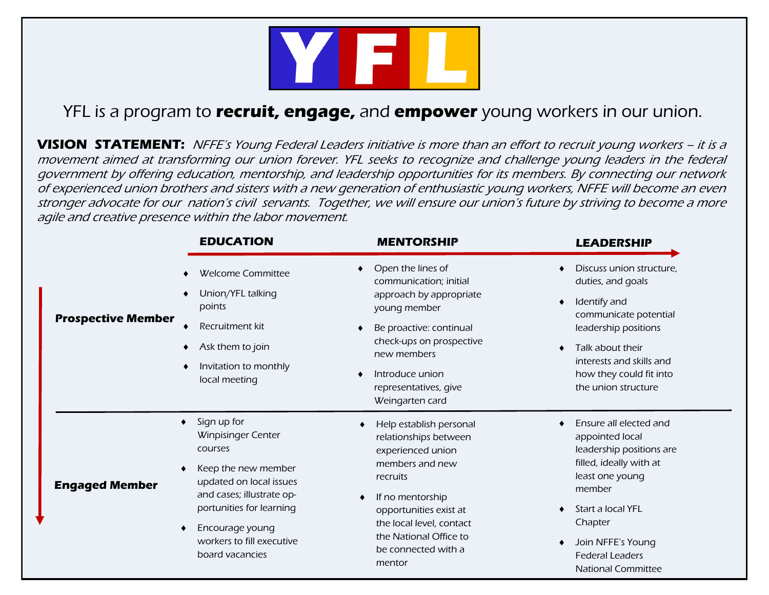# YFL

YFL is a program to **recruit, engage,** and **empower** young workers in our union.

**VISION STATEMENT:** *NFFE's Young Federal Leaders initiative is more than an effort to recruit young workers – it is a movement aimed at transforming our union forever. YFL seeks to recognize and challenge young leaders in the federal government by offering education, mentorship, and leadership opportunities for its members. By connecting our network of experienced union brothers and sisters with a new generation of enthusiastic young workers, NFFE will become an even stronger advocate for our nation's civil servants. Together, we will ensure our union's future by striving to become a more agile and creative presence within the labor movement.*

| | EDUCATION | MENTORSHIP | LEADERSHIP |
|---|---|---|---|
| **Prospective Member** | ♦ Welcome Committee<br>♦ Union/YFL talking points<br>♦ Recruitment kit<br>♦ Ask them to join<br>♦ Invitation to monthly local meeting | ♦ Open the lines of communication; initial approach by appropriate young member<br>♦ Be proactive: continual check-ups on prospective new members<br>♦ Introduce union representatives, give Weingarten card | ♦ Discuss union structure, duties, and goals<br>♦ Identify and communicate potential leadership positions<br>♦ Talk about their interests and skills and how they could fit into the union structure |
| **Engaged Member** | ♦ Sign up for Winpisinger Center courses<br>♦ Keep the new member updated on local issues and cases; illustrate opportunities for learning<br>♦ Encourage young workers to fill executive board vacancies | ♦ Help establish personal relationships between experienced union members and new recruits<br>♦ If no mentorship opportunities exist at the local level, contact the National Office to be connected with a mentor | ♦ Ensure all elected and appointed local leadership positions are filled, ideally with at least one young member<br>♦ Start a local YFL Chapter<br>♦ Join NFFE's Young Federal Leaders National Committee |